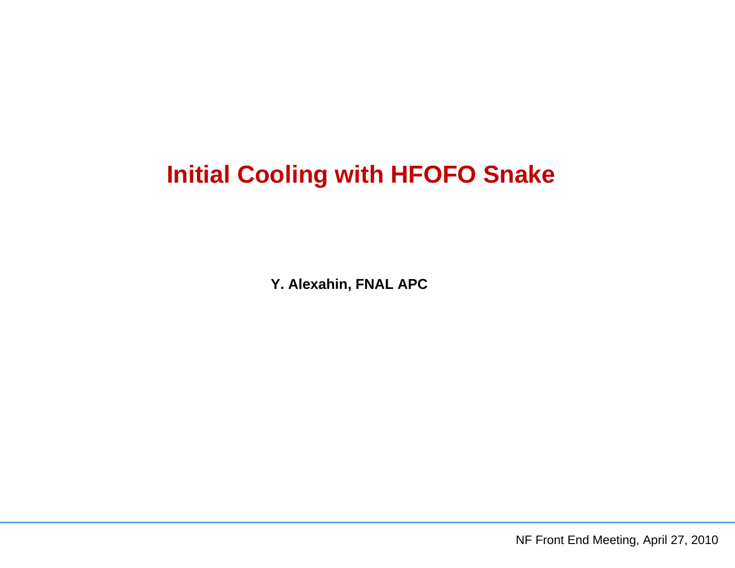# Initial Cooling with HFOFO Snake

**Y. Alexahin, FNAL APC**

NF Front End Meeting, April 27, 2010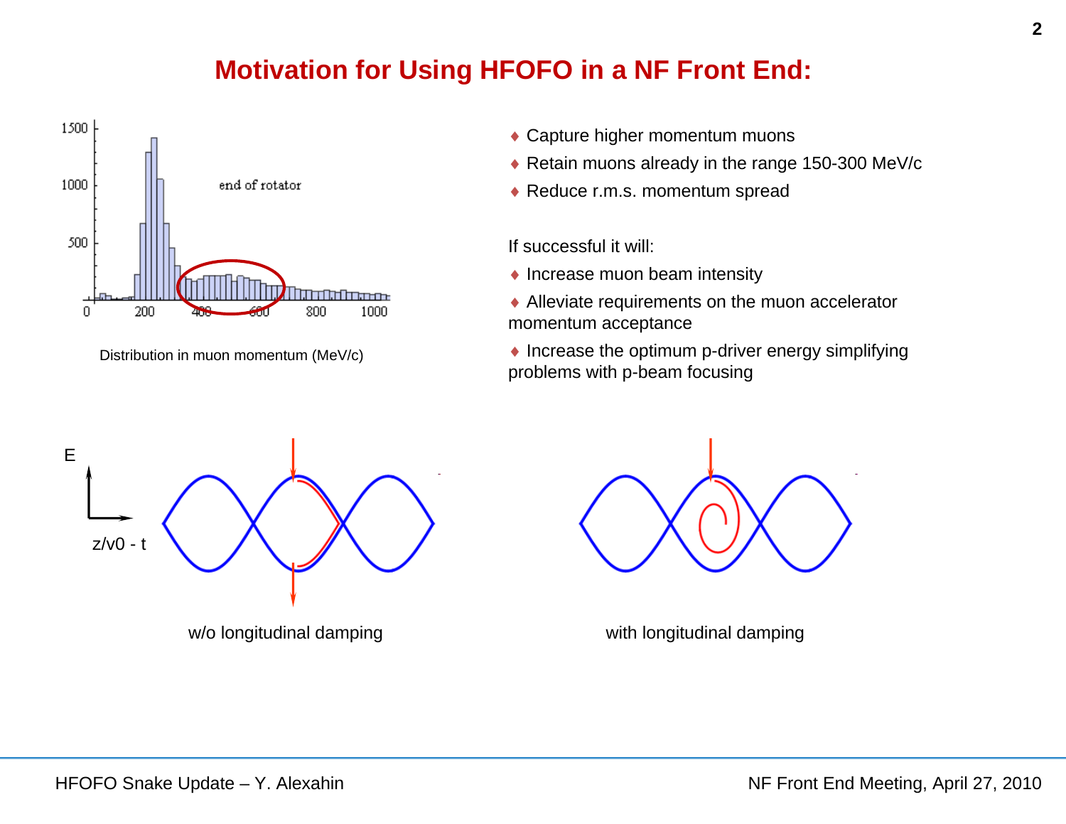# Motivation for Using HFOFO in a NF Front End:

Distribution in muon momentum (MeV/c)

- Capture higher momentum muons
- Retain muons already in the range 150-300 MeV/c
- Reduce r.m.s. momentum spread

If successful it will:

- Increase muon beam intensity
- Alleviate requirements on the muon accelerator momentum acceptance
- Increase the optimum p-driver energy simplifying problems with p-beam focusing

w/o longitudinal damping

with longitudinal damping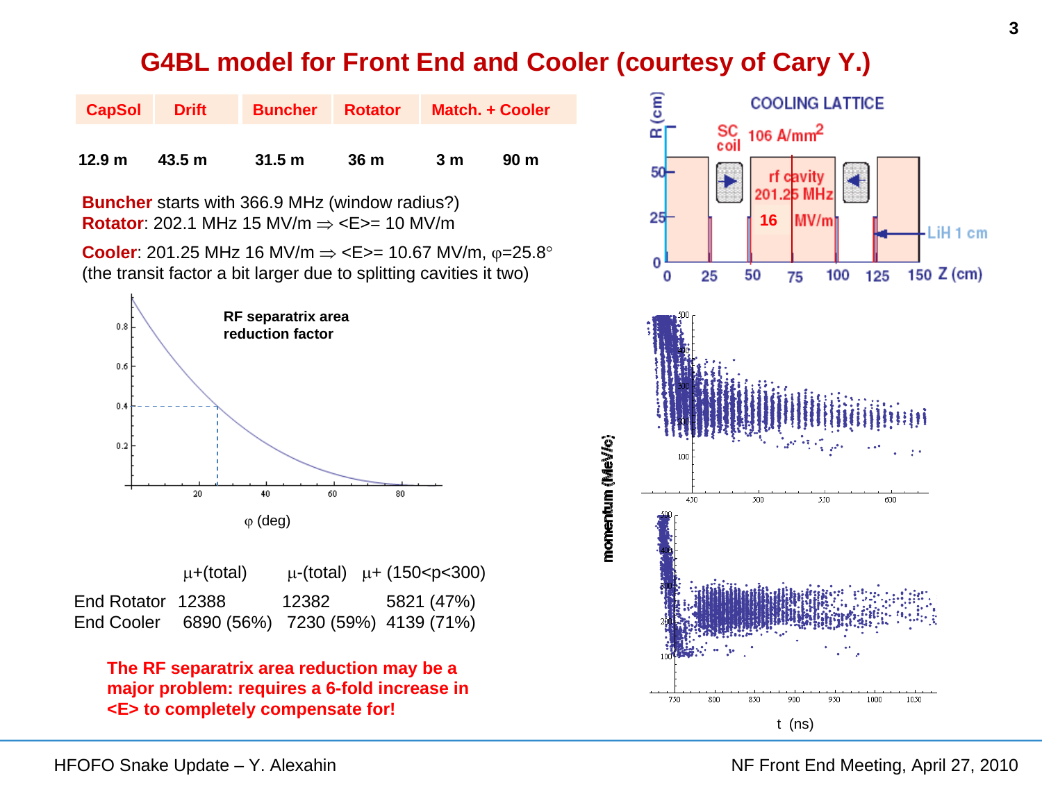# G4BL model for Front End and Cooler (courtesy of Cary Y.)

| CapSol | Drift | Buncher | Rotator | Match. + Cooler | |
|---|---|---|---|---|---|
| 12.9 m | 43.5 m | 31.5 m | 36 m | 3 m | 90 m |

**Buncher** starts with 366.9 MHz (window radius?)
**Rotator**: 202.1 MHz 15 MV/m ⇒ <E>= 10 MV/m

**Cooler**: 201.25 MHz 16 MV/m ⇒ <E>= 10.67 MV/m, $\varphi$=25.8°
(the transit factor a bit larger due to splitting cavities it two)

RF separatrix area reduction factor

$\varphi$ (deg)

| | $\mu$+(total) | $\mu$-(total) | $\mu$+ (150<p<300) |
|---|---|---|---|
| End Rotator | 12388 | 12382 | 5821 (47%) |
| End Cooler | 6890 (56%) | 7230 (59%) | 4139 (71%) |

**The RF separatrix area reduction may be a major problem: requires a 6-fold increase in <E> to completely compensate for!**

COOLING LATTICE

SC coil 106 A/mm$^2$; rf cavity 201.25 MHz; 16 MV/m; LiH 1 cm; R (cm); Z (cm)

momentum (MeV/c)

t (ns)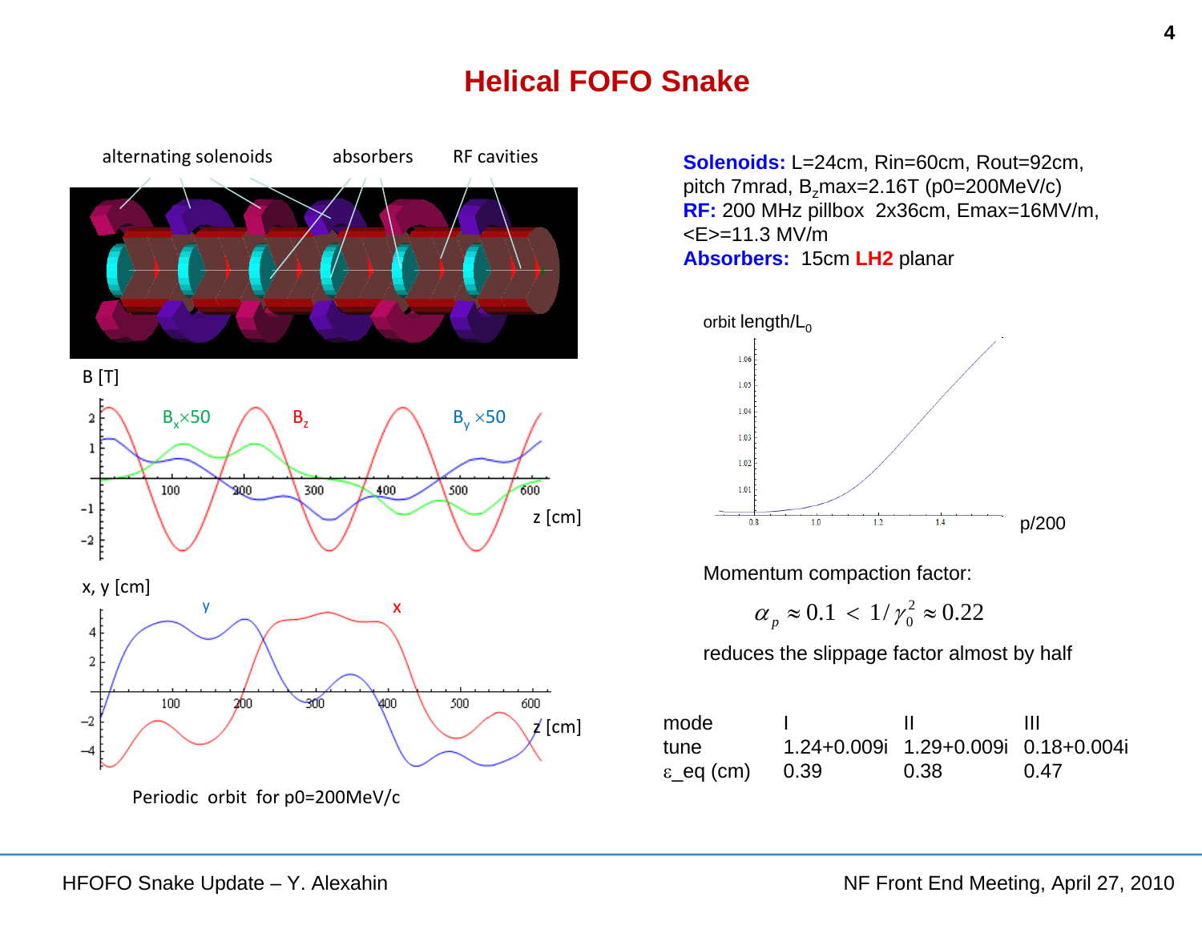# Helical FOFO Snake

**Solenoids:** L=24cm, Rin=60cm, Rout=92cm, pitch 7mrad, $B_z$max=2.16T (p0=200MeV/c)
**RF:** 200 MHz pillbox 2x36cm, Emax=16MV/m, <E>=11.3 MV/m
**Absorbers:** 15cm **LH2** planar

alternating solenoids    absorbers    RF cavities

Periodic orbit for p0=200MeV/c

Momentum compaction factor:

$$\alpha_p \approx 0.1 < 1/\gamma_0^2 \approx 0.22$$

reduces the slippage factor almost by half

| mode | I | II | III |
|---|---|---|---|
| tune | 1.24+0.009i | 1.29+0.009i | 0.18+0.004i |
| ε_eq (cm) | 0.39 | 0.38 | 0.47 |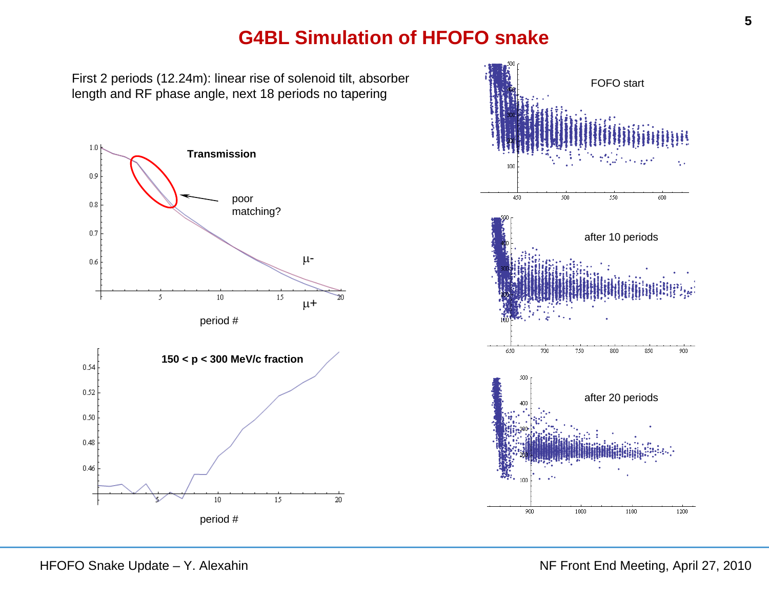# G4BL Simulation of HFOFO snake

First 2 periods (12.24m): linear rise of solenoid tilt, absorber length and RF phase angle, next 18 periods no tapering

**Transmission**

poor matching?

μ-

μ+

period #

**150 < p < 300 MeV/c fraction**

period #

FOFO start

after 10 periods

after 20 periods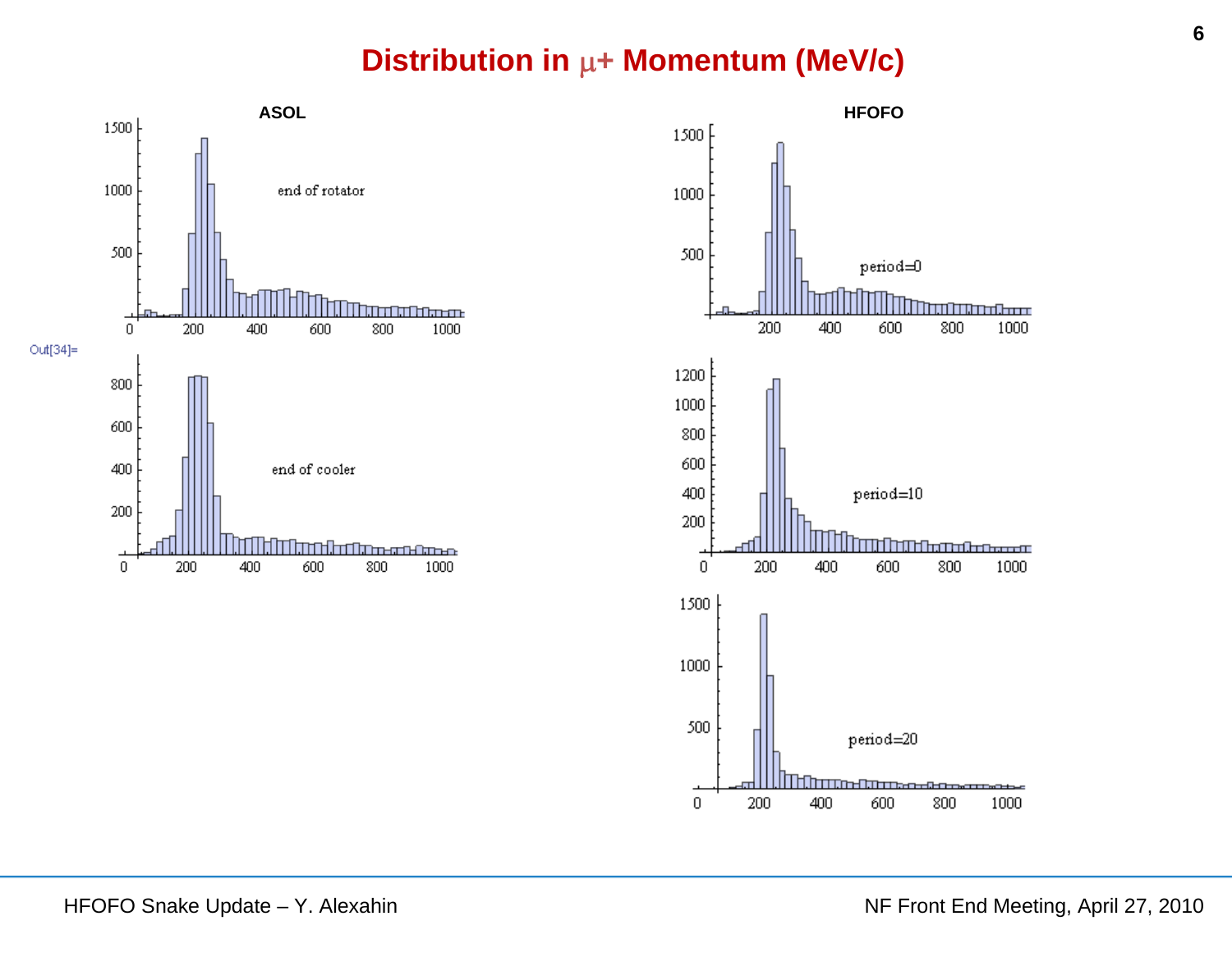# Distribution in $\mu$+ Momentum (MeV/c)

**ASOL**

end of rotator

Out[34]=

end of cooler

**HFOFO**

period=0

period=10

period=20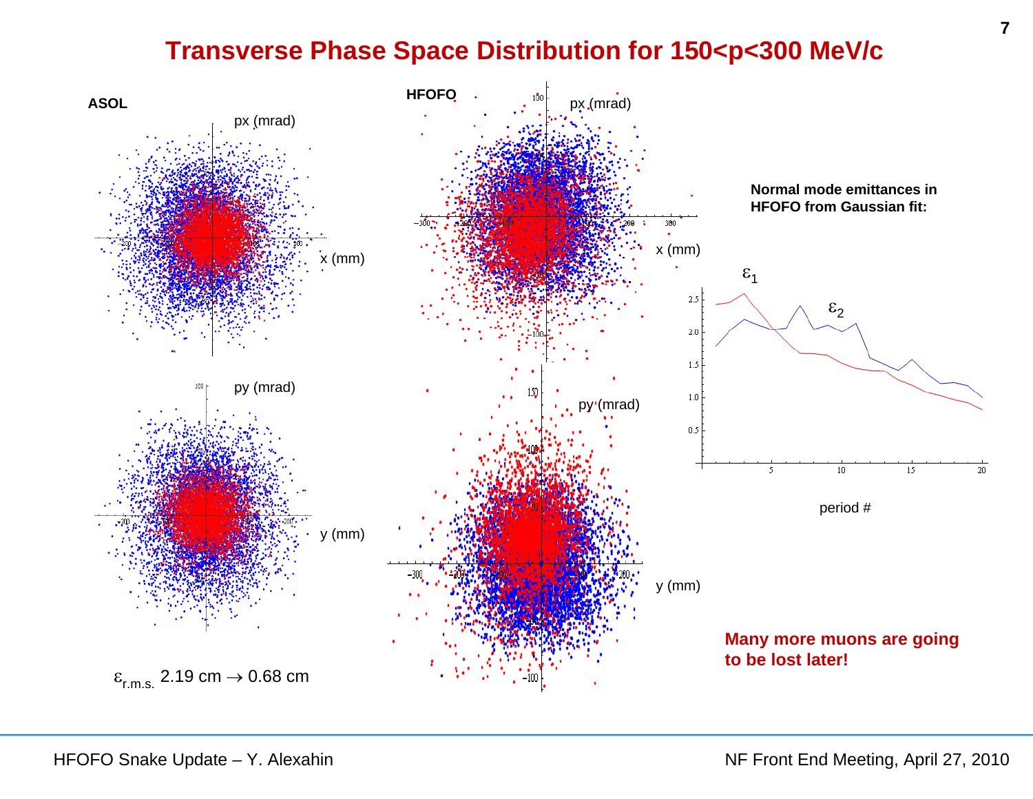# Transverse Phase Space Distribution for 150<p<300 MeV/c

**ASOL**

**HFOFO**

**Normal mode emittances in HFOFO from Gaussian fit:**

$\varepsilon_{r.m.s.}$ 2.19 cm → 0.68 cm

**Many more muons are going to be lost later!**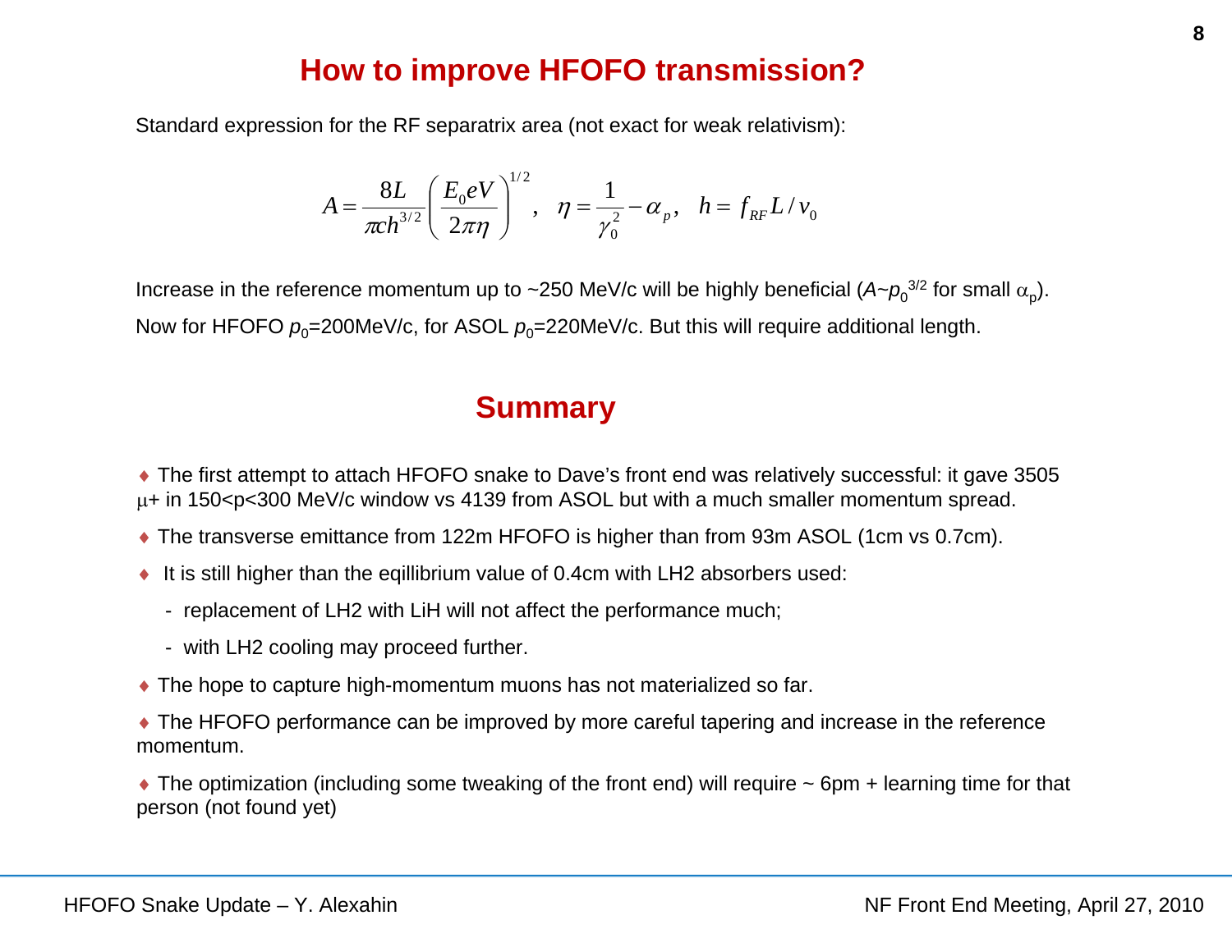## How to improve HFOFO transmission?

Standard expression for the RF separatrix area (not exact for weak relativism):

$$A = \frac{8L}{\pi c h^{3/2}} \left( \frac{E_0 eV}{2\pi\eta} \right)^{1/2}, \quad \eta = \frac{1}{\gamma_0^2} - \alpha_p, \quad h = f_{RF} L / v_0$$

Increase in the reference momentum up to ~250 MeV/c will be highly beneficial ($A \sim p_0^{3/2}$ for small $\alpha_p$).

Now for HFOFO $p_0$=200MeV/c, for ASOL $p_0$=220MeV/c. But this will require additional length.

## Summary

- The first attempt to attach HFOFO snake to Dave's front end was relatively successful: it gave 3505 $\mu$+ in 150<p<300 MeV/c window vs 4139 from ASOL but with a much smaller momentum spread.
- The transverse emittance from 122m HFOFO is higher than from 93m ASOL (1cm vs 0.7cm).
- It is still higher than the eqillibrium value of 0.4cm with LH2 absorbers used:
  - replacement of LH2 with LiH will not affect the performance much;
  - with LH2 cooling may proceed further.
- The hope to capture high-momentum muons has not materialized so far.
- The HFOFO performance can be improved by more careful tapering and increase in the reference momentum.
- The optimization (including some tweaking of the front end) will require ~ 6pm + learning time for that person (not found yet)